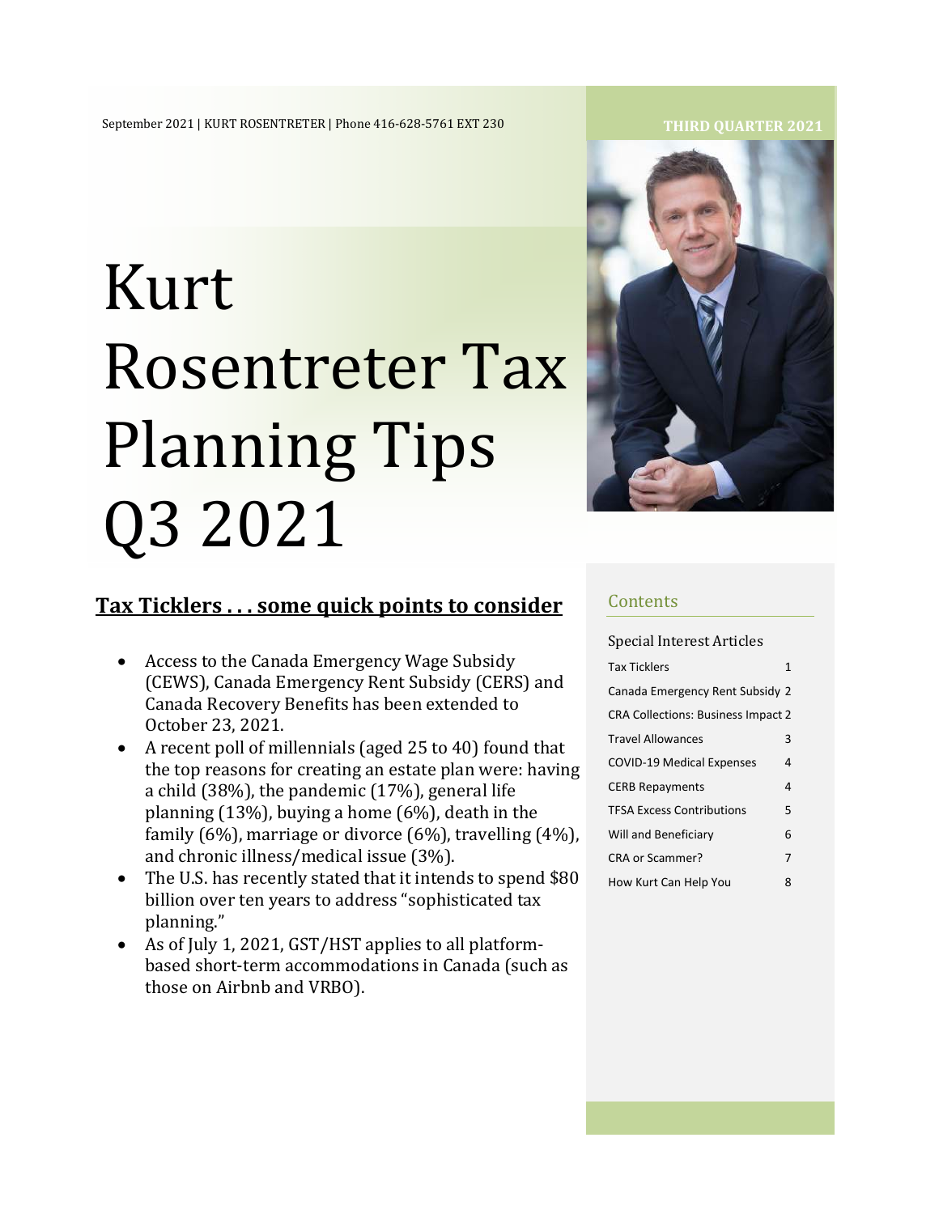September 2021 | KURT ROSENTRETER | Phone 416-628-5761 EXT 230

**THIRD QUARTER 2021**

# Kurt Rosentreter Tax Planning Tips Q3 2021

## Tax Ticklers . . . some quick points to consider

- Access to the Canada Emergency Wage Subsidy (CEWS), Canada Emergency Rent Subsidy (CERS) and Canada Recovery Benefits has been extended to October 23, 2021.
- A recent poll of millennials (aged 25 to 40) found that the top reasons for creating an estate plan were: having a child (38%), the pandemic (17%), general life planning (13%), buying a home (6%), death in the family (6%), marriage or divorce (6%), travelling (4%), and chronic illness/medical issue (3%).
- The U.S. has recently stated that it intends to spend $80 billion over ten years to address "sophisticated tax planning."
- As of July 1, 2021, GST/HST applies to all platform-based short-term accommodations in Canada (such as those on Airbnb and VRBO).

## Contents

Special Interest Articles

| | |
|---|---|
| Tax Ticklers | 1 |
| Canada Emergency Rent Subsidy | 2 |
| CRA Collections: Business Impact | 2 |
| Travel Allowances | 3 |
| COVID-19 Medical Expenses | 4 |
| CERB Repayments | 4 |
| TFSA Excess Contributions | 5 |
| Will and Beneficiary | 6 |
| CRA or Scammer? | 7 |
| How Kurt Can Help You | 8 |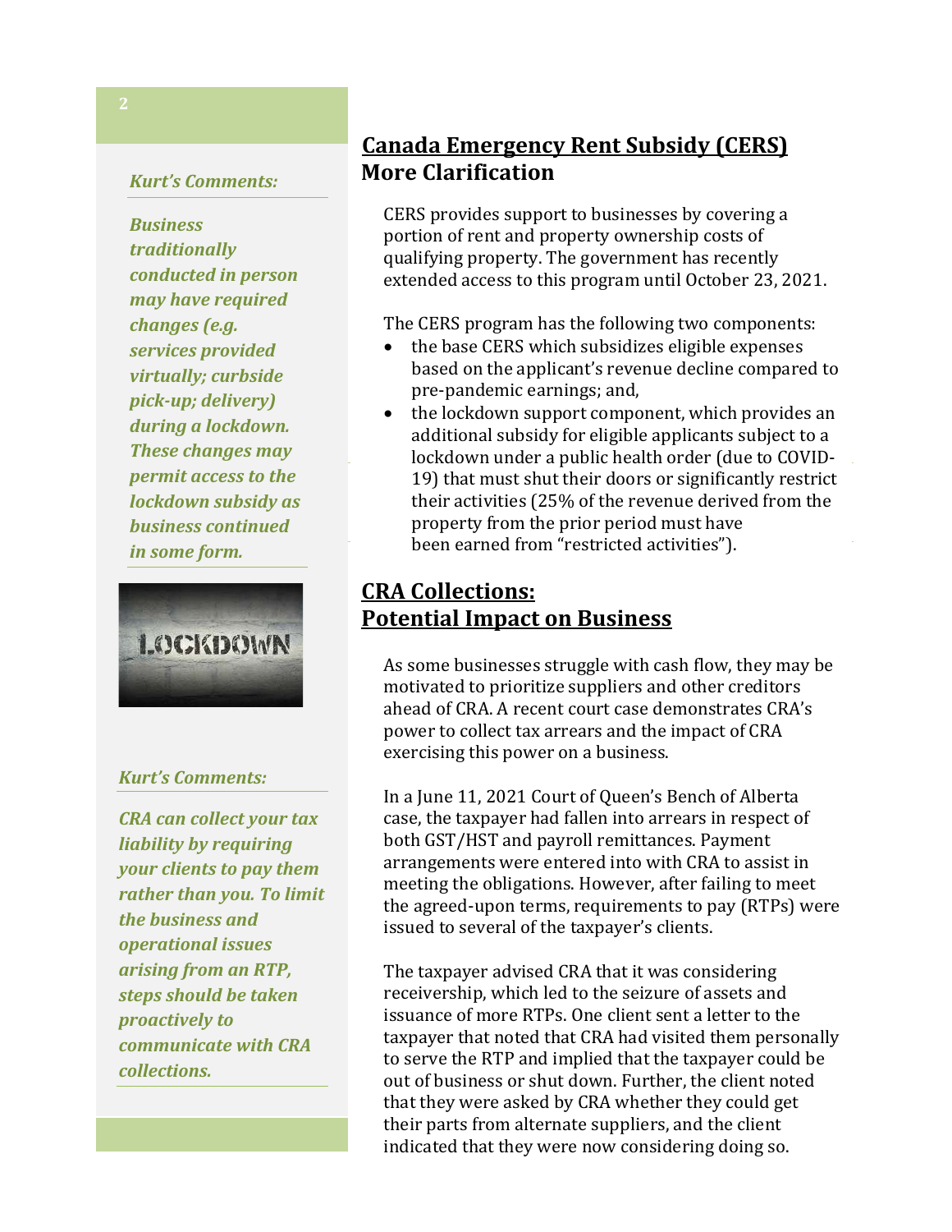## Canada Emergency Rent Subsidy (CERS) More Clarification

CERS provides support to businesses by covering a portion of rent and property ownership costs of qualifying property. The government has recently extended access to this program until October 23, 2021.

The CERS program has the following two components:

- the base CERS which subsidizes eligible expenses based on the applicant's revenue decline compared to pre-pandemic earnings; and,
- the lockdown support component, which provides an additional subsidy for eligible applicants subject to a lockdown under a public health order (due to COVID-19) that must shut their doors or significantly restrict their activities (25% of the revenue derived from the property from the prior period must have been earned from "restricted activities").

***Kurt's Comments:***

***Business traditionally conducted in person may have required changes (e.g. services provided virtually; curbside pick-up; delivery) during a lockdown. These changes may permit access to the lockdown subsidy as business continued in some form.***

## CRA Collections: Potential Impact on Business

As some businesses struggle with cash flow, they may be motivated to prioritize suppliers and other creditors ahead of CRA. A recent court case demonstrates CRA's power to collect tax arrears and the impact of CRA exercising this power on a business.

In a June 11, 2021 Court of Queen's Bench of Alberta case, the taxpayer had fallen into arrears in respect of both GST/HST and payroll remittances. Payment arrangements were entered into with CRA to assist in meeting the obligations. However, after failing to meet the agreed-upon terms, requirements to pay (RTPs) were issued to several of the taxpayer's clients.

The taxpayer advised CRA that it was considering receivership, which led to the seizure of assets and issuance of more RTPs. One client sent a letter to the taxpayer that noted that CRA had visited them personally to serve the RTP and implied that the taxpayer could be out of business or shut down. Further, the client noted that they were asked by CRA whether they could get their parts from alternate suppliers, and the client indicated that they were now considering doing so.

***Kurt's Comments:***

***CRA can collect your tax liability by requiring your clients to pay them rather than you. To limit the business and operational issues arising from an RTP, steps should be taken proactively to communicate with CRA collections.***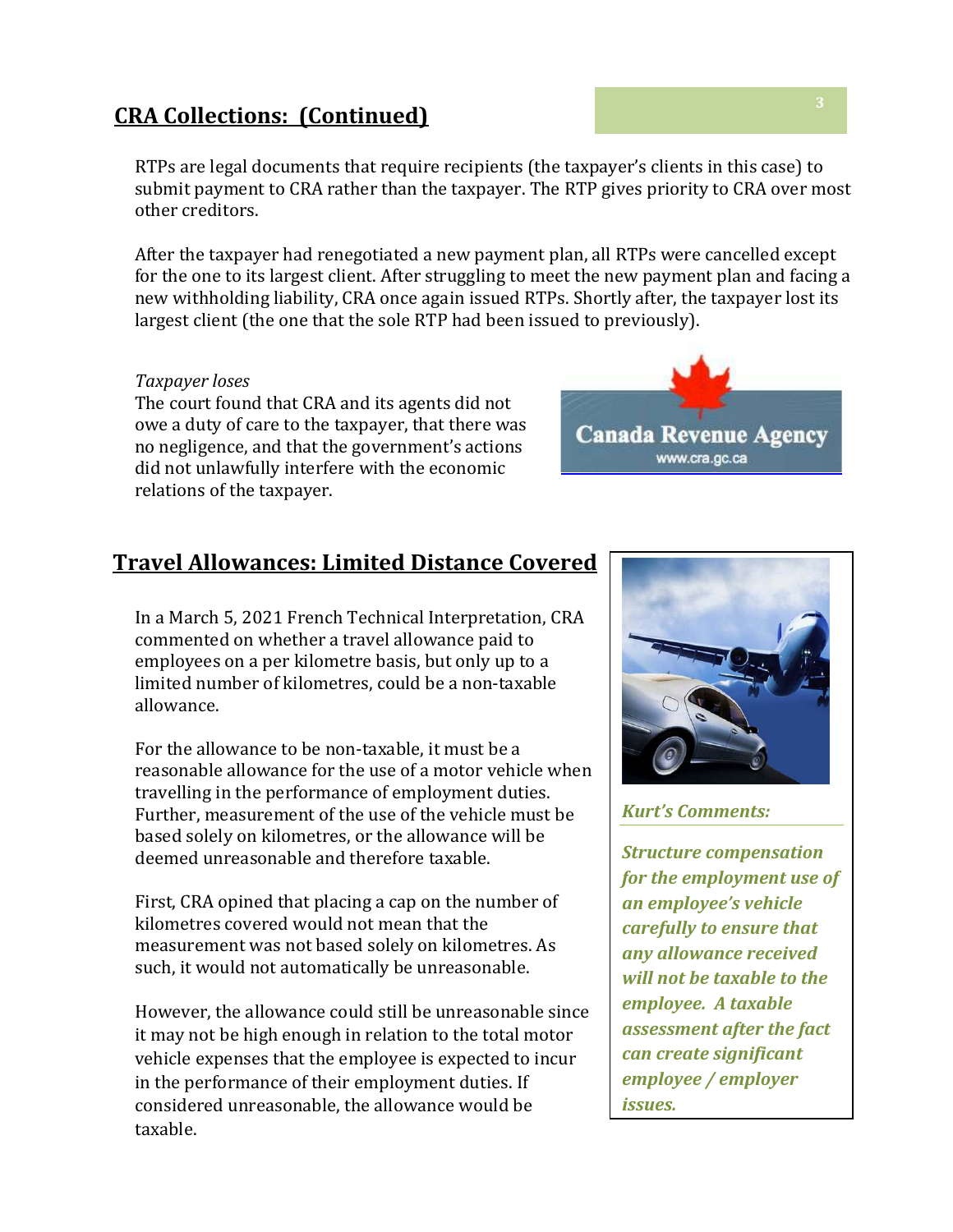## CRA Collections: (Continued)

RTPs are legal documents that require recipients (the taxpayer's clients in this case) to submit payment to CRA rather than the taxpayer. The RTP gives priority to CRA over most other creditors.

After the taxpayer had renegotiated a new payment plan, all RTPs were cancelled except for the one to its largest client. After struggling to meet the new payment plan and facing a new withholding liability, CRA once again issued RTPs. Shortly after, the taxpayer lost its largest client (the one that the sole RTP had been issued to previously).

*Taxpayer loses*

The court found that CRA and its agents did not owe a duty of care to the taxpayer, that there was no negligence, and that the government's actions did not unlawfully interfere with the economic relations of the taxpayer.

## Travel Allowances: Limited Distance Covered

In a March 5, 2021 French Technical Interpretation, CRA commented on whether a travel allowance paid to employees on a per kilometre basis, but only up to a limited number of kilometres, could be a non-taxable allowance.

For the allowance to be non-taxable, it must be a reasonable allowance for the use of a motor vehicle when travelling in the performance of employment duties. Further, measurement of the use of the vehicle must be based solely on kilometres, or the allowance will be deemed unreasonable and therefore taxable.

First, CRA opined that placing a cap on the number of kilometres covered would not mean that the measurement was not based solely on kilometres. As such, it would not automatically be unreasonable.

However, the allowance could still be unreasonable since it may not be high enough in relation to the total motor vehicle expenses that the employee is expected to incur in the performance of their employment duties. If considered unreasonable, the allowance would be taxable.

***Kurt's Comments:***

***Structure compensation for the employment use of an employee's vehicle carefully to ensure that any allowance received will not be taxable to the employee. A taxable assessment after the fact can create significant employee / employer issues.***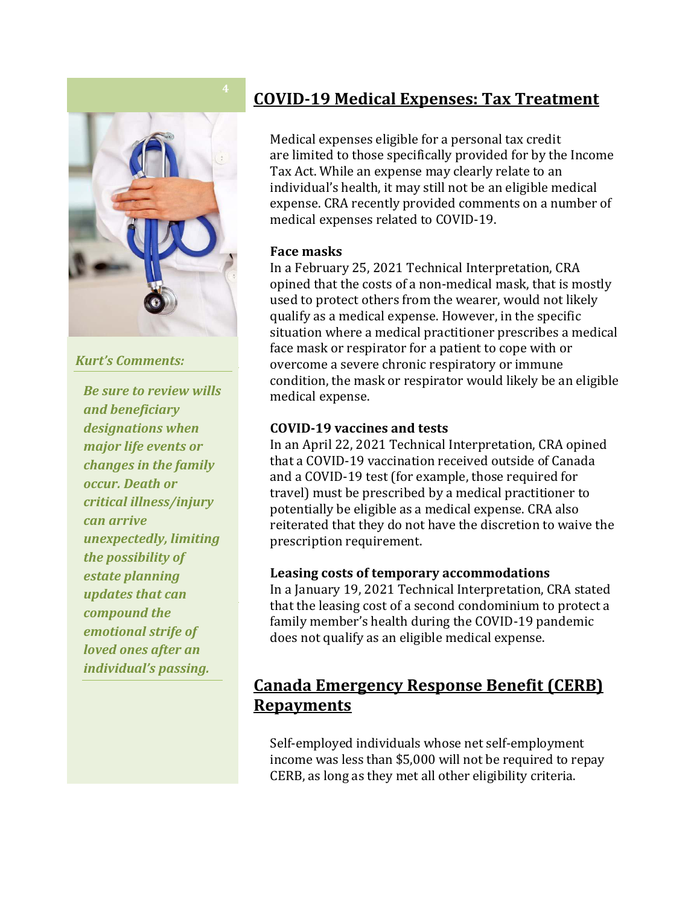*Kurt's Comments:*

***Be sure to review wills and beneficiary designations when major life events or changes in the family occur. Death or critical illness/injury can arrive unexpectedly, limiting the possibility of estate planning updates that can compound the emotional strife of loved ones after an individual's passing.***

## COVID-19 Medical Expenses: Tax Treatment

Medical expenses eligible for a personal tax credit are limited to those specifically provided for by the Income Tax Act. While an expense may clearly relate to an individual's health, it may still not be an eligible medical expense. CRA recently provided comments on a number of medical expenses related to COVID-19.

**Face masks**

In a February 25, 2021 Technical Interpretation, CRA opined that the costs of a non-medical mask, that is mostly used to protect others from the wearer, would not likely qualify as a medical expense. However, in the specific situation where a medical practitioner prescribes a medical face mask or respirator for a patient to cope with or overcome a severe chronic respiratory or immune condition, the mask or respirator would likely be an eligible medical expense.

**COVID-19 vaccines and tests**

In an April 22, 2021 Technical Interpretation, CRA opined that a COVID-19 vaccination received outside of Canada and a COVID-19 test (for example, those required for travel) must be prescribed by a medical practitioner to potentially be eligible as a medical expense. CRA also reiterated that they do not have the discretion to waive the prescription requirement.

**Leasing costs of temporary accommodations**

In a January 19, 2021 Technical Interpretation, CRA stated that the leasing cost of a second condominium to protect a family member's health during the COVID-19 pandemic does not qualify as an eligible medical expense.

## Canada Emergency Response Benefit (CERB) Repayments

Self-employed individuals whose net self-employment income was less than $5,000 will not be required to repay CERB, as long as they met all other eligibility criteria.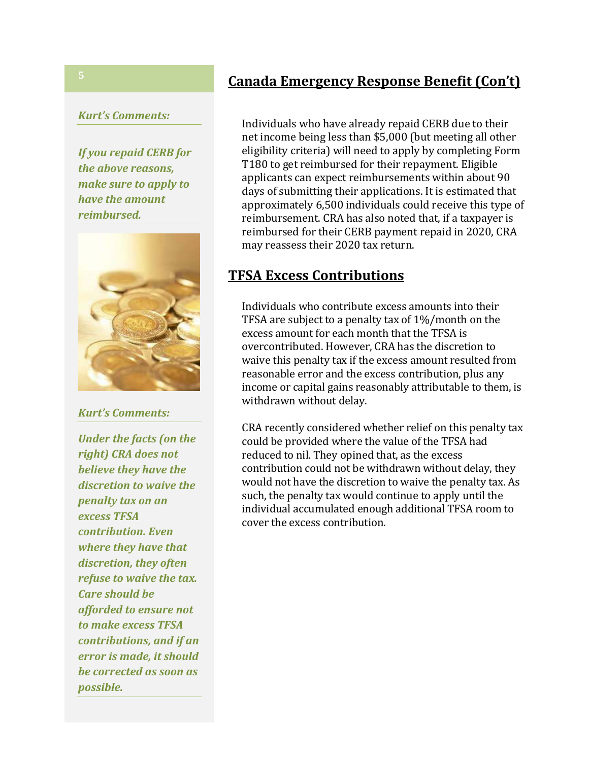## Canada Emergency Response Benefit (Con't)

Individuals who have already repaid CERB due to their net income being less than $5,000 (but meeting all other eligibility criteria) will need to apply by completing Form T180 to get reimbursed for their repayment. Eligible applicants can expect reimbursements within about 90 days of submitting their applications. It is estimated that approximately 6,500 individuals could receive this type of reimbursement. CRA has also noted that, if a taxpayer is reimbursed for their CERB payment repaid in 2020, CRA may reassess their 2020 tax return.

***Kurt's Comments:***

***If you repaid CERB for the above reasons, make sure to apply to have the amount reimbursed.***

## TFSA Excess Contributions

Individuals who contribute excess amounts into their TFSA are subject to a penalty tax of 1%/month on the excess amount for each month that the TFSA is overcontributed. However, CRA has the discretion to waive this penalty tax if the excess amount resulted from reasonable error and the excess contribution, plus any income or capital gains reasonably attributable to them, is withdrawn without delay.

CRA recently considered whether relief on this penalty tax could be provided where the value of the TFSA had reduced to nil. They opined that, as the excess contribution could not be withdrawn without delay, they would not have the discretion to waive the penalty tax. As such, the penalty tax would continue to apply until the individual accumulated enough additional TFSA room to cover the excess contribution.

***Kurt's Comments:***

***Under the facts (on the right) CRA does not believe they have the discretion to waive the penalty tax on an excess TFSA contribution. Even where they have that discretion, they often refuse to waive the tax. Care should be afforded to ensure not to make excess TFSA contributions, and if an error is made, it should be corrected as soon as possible.***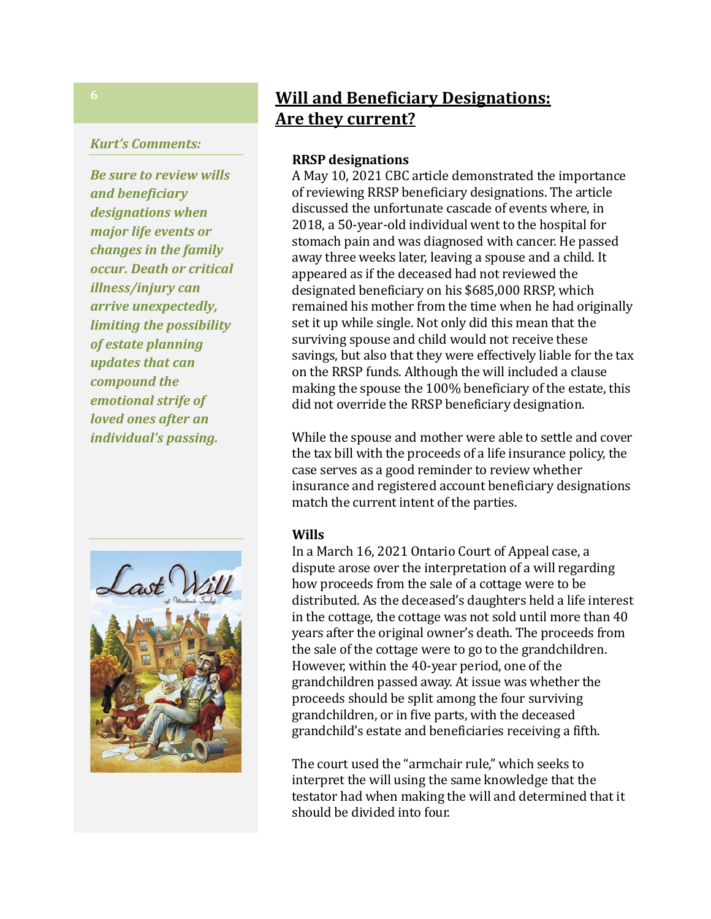## Will and Beneficiary Designations: Are they current?

*Kurt's Comments:*

***Be sure to review wills and beneficiary designations when major life events or changes in the family occur. Death or critical illness/injury can arrive unexpectedly, limiting the possibility of estate planning updates that can compound the emotional strife of loved ones after an individual's passing.***

### RRSP designations

A May 10, 2021 CBC article demonstrated the importance of reviewing RRSP beneficiary designations. The article discussed the unfortunate cascade of events where, in 2018, a 50-year-old individual went to the hospital for stomach pain and was diagnosed with cancer. He passed away three weeks later, leaving a spouse and a child. It appeared as if the deceased had not reviewed the designated beneficiary on his $685,000 RRSP, which remained his mother from the time when he had originally set it up while single. Not only did this mean that the surviving spouse and child would not receive these savings, but also that they were effectively liable for the tax on the RRSP funds. Although the will included a clause making the spouse the 100% beneficiary of the estate, this did not override the RRSP beneficiary designation.

While the spouse and mother were able to settle and cover the tax bill with the proceeds of a life insurance policy, the case serves as a good reminder to review whether insurance and registered account beneficiary designations match the current intent of the parties.

### Wills

In a March 16, 2021 Ontario Court of Appeal case, a dispute arose over the interpretation of a will regarding how proceeds from the sale of a cottage were to be distributed. As the deceased's daughters held a life interest in the cottage, the cottage was not sold until more than 40 years after the original owner's death. The proceeds from the sale of the cottage were to go to the grandchildren. However, within the 40-year period, one of the grandchildren passed away. At issue was whether the proceeds should be split among the four surviving grandchildren, or in five parts, with the deceased grandchild's estate and beneficiaries receiving a fifth.

The court used the "armchair rule," which seeks to interpret the will using the same knowledge that the testator had when making the will and determined that it should be divided into four.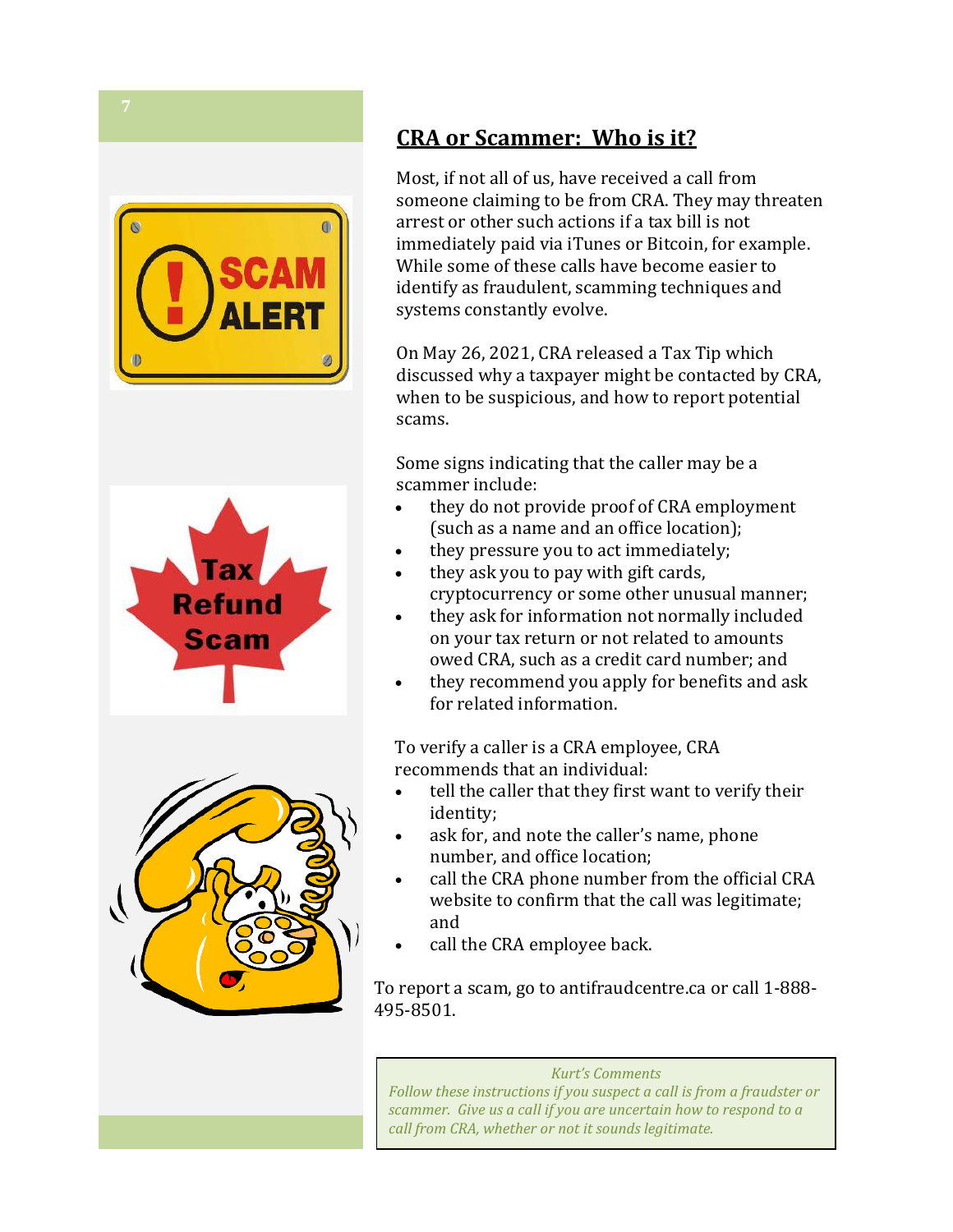## CRA or Scammer: Who is it?

Most, if not all of us, have received a call from someone claiming to be from CRA. They may threaten arrest or other such actions if a tax bill is not immediately paid via iTunes or Bitcoin, for example. While some of these calls have become easier to identify as fraudulent, scamming techniques and systems constantly evolve.

On May 26, 2021, CRA released a Tax Tip which discussed why a taxpayer might be contacted by CRA, when to be suspicious, and how to report potential scams.

Some signs indicating that the caller may be a scammer include:

- they do not provide proof of CRA employment (such as a name and an office location);
- they pressure you to act immediately;
- they ask you to pay with gift cards, cryptocurrency or some other unusual manner;
- they ask for information not normally included on your tax return or not related to amounts owed CRA, such as a credit card number; and
- they recommend you apply for benefits and ask for related information.

To verify a caller is a CRA employee, CRA recommends that an individual:

- tell the caller that they first want to verify their identity;
- ask for, and note the caller's name, phone number, and office location;
- call the CRA phone number from the official CRA website to confirm that the call was legitimate; and
- call the CRA employee back.

To report a scam, go to antifraudcentre.ca or call 1-888-495-8501.

*Kurt's Comments*

*Follow these instructions if you suspect a call is from a fraudster or scammer. Give us a call if you are uncertain how to respond to a call from CRA, whether or not it sounds legitimate.*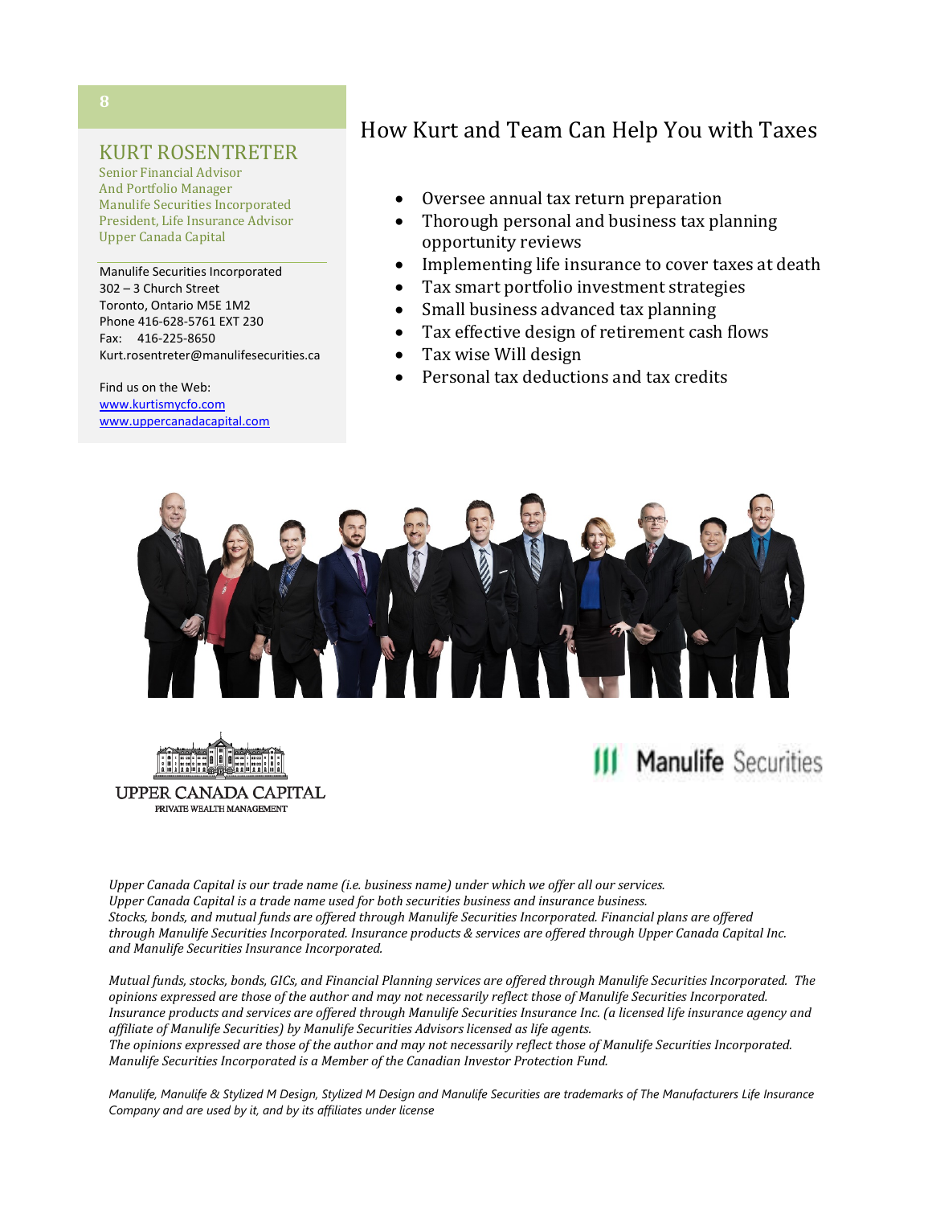## KURT ROSENTRETER

Senior Financial Advisor
And Portfolio Manager
Manulife Securities Incorporated
President, Life Insurance Advisor
Upper Canada Capital

Manulife Securities Incorporated
302 – 3 Church Street
Toronto, Ontario M5E 1M2
Phone 416-628-5761 EXT 230
Fax: 416-225-8650
Kurt.rosentreter@manulifesecurities.ca

Find us on the Web:
www.kurtismycfo.com
www.uppercanadacapital.com

# How Kurt and Team Can Help You with Taxes

- Oversee annual tax return preparation
- Thorough personal and business tax planning opportunity reviews
- Implementing life insurance to cover taxes at death
- Tax smart portfolio investment strategies
- Small business advanced tax planning
- Tax effective design of retirement cash flows
- Tax wise Will design
- Personal tax deductions and tax credits

UPPER CANADA CAPITAL
PRIVATE WEALTH MANAGEMENT

Manulife Securities

*Upper Canada Capital is our trade name (i.e. business name) under which we offer all our services.*
*Upper Canada Capital is a trade name used for both securities business and insurance business.*
*Stocks, bonds, and mutual funds are offered through Manulife Securities Incorporated. Financial plans are offered through Manulife Securities Incorporated. Insurance products & services are offered through Upper Canada Capital Inc. and Manulife Securities Insurance Incorporated.*

*Mutual funds, stocks, bonds, GICs, and Financial Planning services are offered through Manulife Securities Incorporated. The opinions expressed are those of the author and may not necessarily reflect those of Manulife Securities Incorporated. Insurance products and services are offered through Manulife Securities Insurance Inc. (a licensed life insurance agency and affiliate of Manulife Securities) by Manulife Securities Advisors licensed as life agents.*
*The opinions expressed are those of the author and may not necessarily reflect those of Manulife Securities Incorporated. Manulife Securities Incorporated is a Member of the Canadian Investor Protection Fund.*

*Manulife, Manulife & Stylized M Design, Stylized M Design and Manulife Securities are trademarks of The Manufacturers Life Insurance Company and are used by it, and by its affiliates under license*